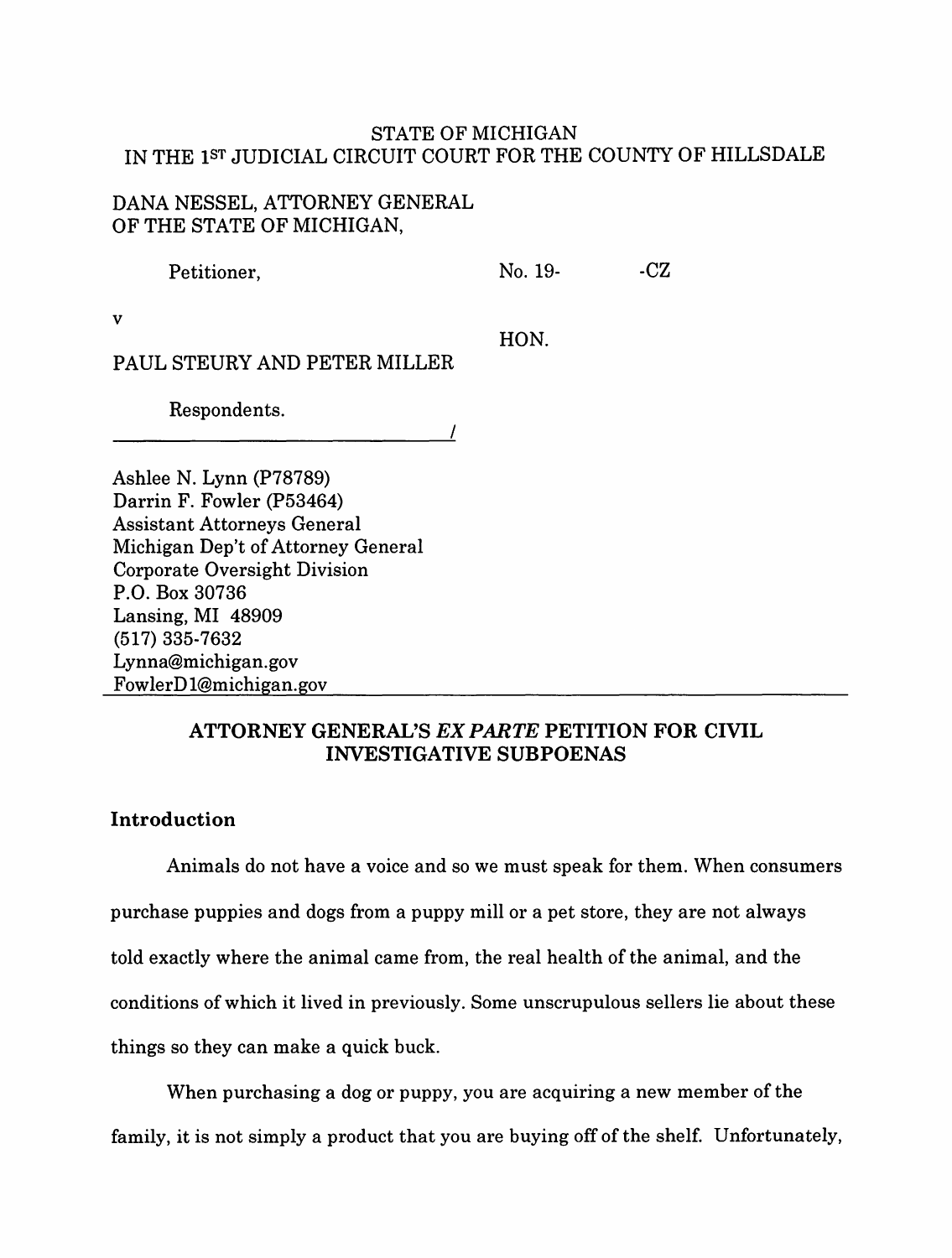STATE OF MICHIGAN
IN THE 1ST JUDICIAL CIRCUIT COURT FOR THE COUNTY OF HILLSDALE

DANA NESSEL, ATTORNEY GENERAL OF THE STATE OF MICHIGAN,

Petitioner,

No. 19-        -CZ

v

HON.

PAUL STEURY AND PETER MILLER

Respondents.

Ashlee N. Lynn (P78789)
Darrin F. Fowler (P53464)
Assistant Attorneys General
Michigan Dep't of Attorney General
Corporate Oversight Division
P.O. Box 30736
Lansing, MI 48909
(517) 335-7632
Lynna@michigan.gov
FowlerD1@michigan.gov

## ATTORNEY GENERAL'S *EX PARTE* PETITION FOR CIVIL INVESTIGATIVE SUBPOENAS

### Introduction

Animals do not have a voice and so we must speak for them. When consumers purchase puppies and dogs from a puppy mill or a pet store, they are not always told exactly where the animal came from, the real health of the animal, and the conditions of which it lived in previously. Some unscrupulous sellers lie about these things so they can make a quick buck.

When purchasing a dog or puppy, you are acquiring a new member of the family, it is not simply a product that you are buying off of the shelf. Unfortunately,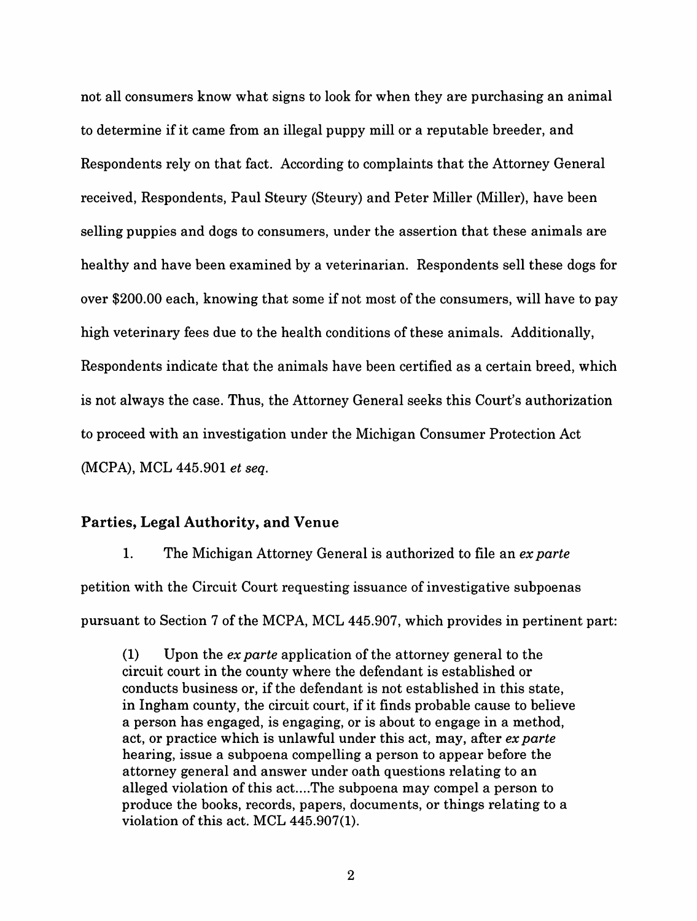not all consumers know what signs to look for when they are purchasing an animal to determine if it came from an illegal puppy mill or a reputable breeder, and Respondents rely on that fact. According to complaints that the Attorney General received, Respondents, Paul Steury (Steury) and Peter Miller (Miller), have been selling puppies and dogs to consumers, under the assertion that these animals are healthy and have been examined by a veterinarian. Respondents sell these dogs for over $200.00 each, knowing that some if not most of the consumers, will have to pay high veterinary fees due to the health conditions of these animals. Additionally, Respondents indicate that the animals have been certified as a certain breed, which is not always the case. Thus, the Attorney General seeks this Court's authorization to proceed with an investigation under the Michigan Consumer Protection Act (MCPA), MCL 445.901 *et seq.*

## Parties, Legal Authority, and Venue

1. The Michigan Attorney General is authorized to file an *ex parte* petition with the Circuit Court requesting issuance of investigative subpoenas pursuant to Section 7 of the MCPA, MCL 445.907, which provides in pertinent part:

> (1) Upon the *ex parte* application of the attorney general to the circuit court in the county where the defendant is established or conducts business or, if the defendant is not established in this state, in Ingham county, the circuit court, if it finds probable cause to believe a person has engaged, is engaging, or is about to engage in a method, act, or practice which is unlawful under this act, may, after *ex parte* hearing, issue a subpoena compelling a person to appear before the attorney general and answer under oath questions relating to an alleged violation of this act....The subpoena may compel a person to produce the books, records, papers, documents, or things relating to a violation of this act. MCL 445.907(1).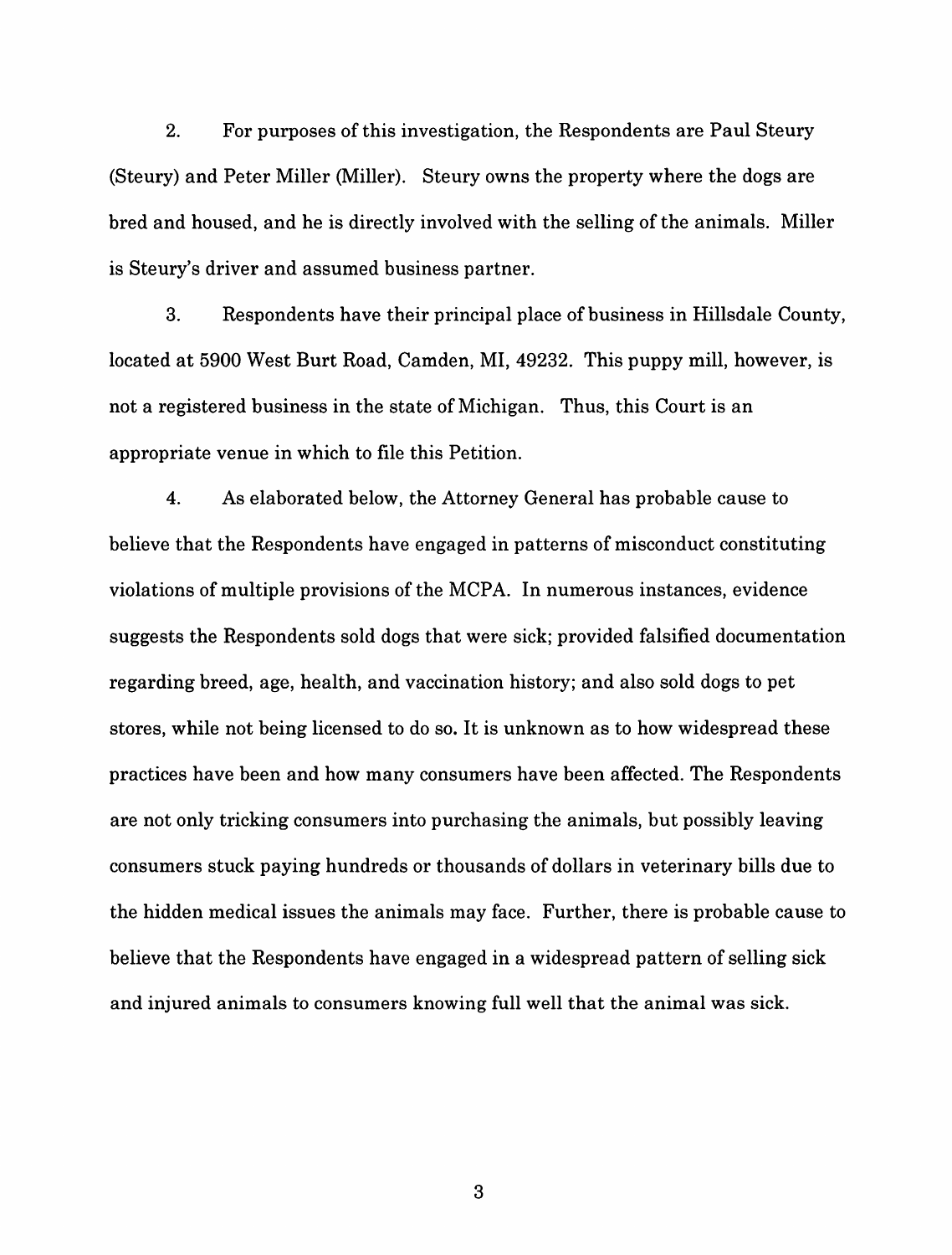2. For purposes of this investigation, the Respondents are Paul Steury (Steury) and Peter Miller (Miller). Steury owns the property where the dogs are bred and housed, and he is directly involved with the selling of the animals. Miller is Steury's driver and assumed business partner.

3. Respondents have their principal place of business in Hillsdale County, located at 5900 West Burt Road, Camden, MI, 49232. This puppy mill, however, is not a registered business in the state of Michigan. Thus, this Court is an appropriate venue in which to file this Petition.

4. As elaborated below, the Attorney General has probable cause to believe that the Respondents have engaged in patterns of misconduct constituting violations of multiple provisions of the MCPA. In numerous instances, evidence suggests the Respondents sold dogs that were sick; provided falsified documentation regarding breed, age, health, and vaccination history; and also sold dogs to pet stores, while not being licensed to do so. It is unknown as to how widespread these practices have been and how many consumers have been affected. The Respondents are not only tricking consumers into purchasing the animals, but possibly leaving consumers stuck paying hundreds or thousands of dollars in veterinary bills due to the hidden medical issues the animals may face. Further, there is probable cause to believe that the Respondents have engaged in a widespread pattern of selling sick and injured animals to consumers knowing full well that the animal was sick.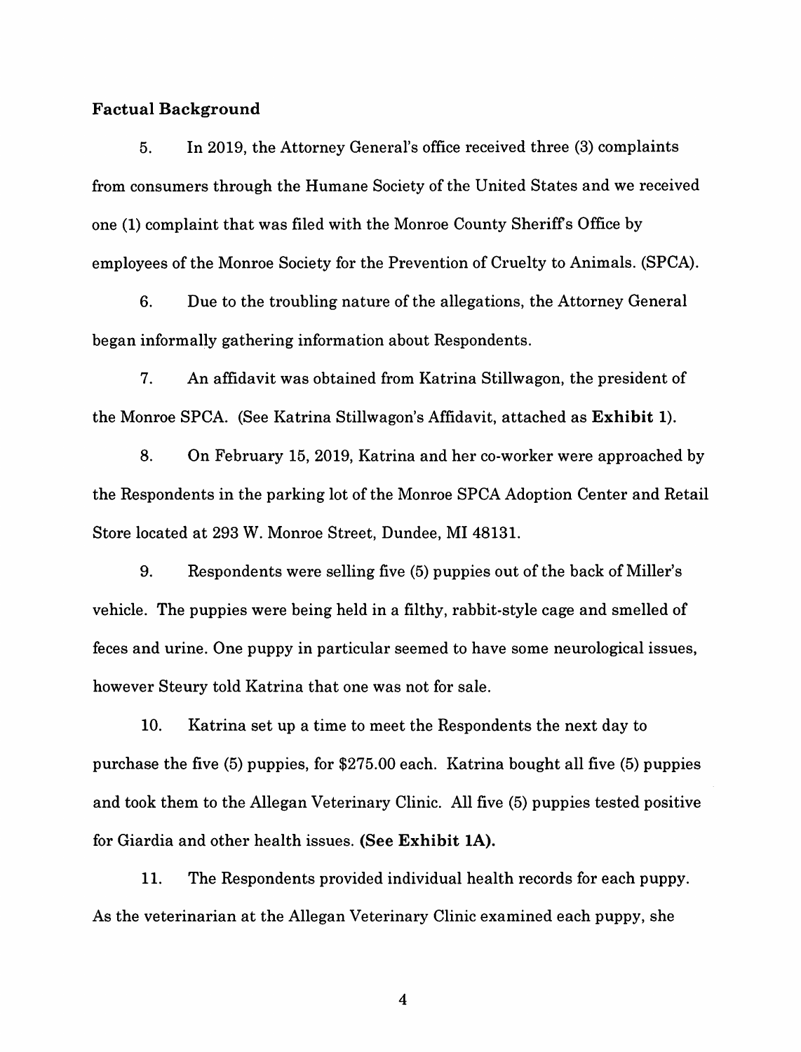**Factual Background**

5. In 2019, the Attorney General's office received three (3) complaints from consumers through the Humane Society of the United States and we received one (1) complaint that was filed with the Monroe County Sheriff's Office by employees of the Monroe Society for the Prevention of Cruelty to Animals. (SPCA).

6. Due to the troubling nature of the allegations, the Attorney General began informally gathering information about Respondents.

7. An affidavit was obtained from Katrina Stillwagon, the president of the Monroe SPCA. (See Katrina Stillwagon's Affidavit, attached as **Exhibit 1**).

8. On February 15, 2019, Katrina and her co-worker were approached by the Respondents in the parking lot of the Monroe SPCA Adoption Center and Retail Store located at 293 W. Monroe Street, Dundee, MI 48131.

9. Respondents were selling five (5) puppies out of the back of Miller's vehicle. The puppies were being held in a filthy, rabbit-style cage and smelled of feces and urine. One puppy in particular seemed to have some neurological issues, however Steury told Katrina that one was not for sale.

10. Katrina set up a time to meet the Respondents the next day to purchase the five (5) puppies, for $275.00 each. Katrina bought all five (5) puppies and took them to the Allegan Veterinary Clinic. All five (5) puppies tested positive for Giardia and other health issues. **(See Exhibit 1A).**

11. The Respondents provided individual health records for each puppy. As the veterinarian at the Allegan Veterinary Clinic examined each puppy, she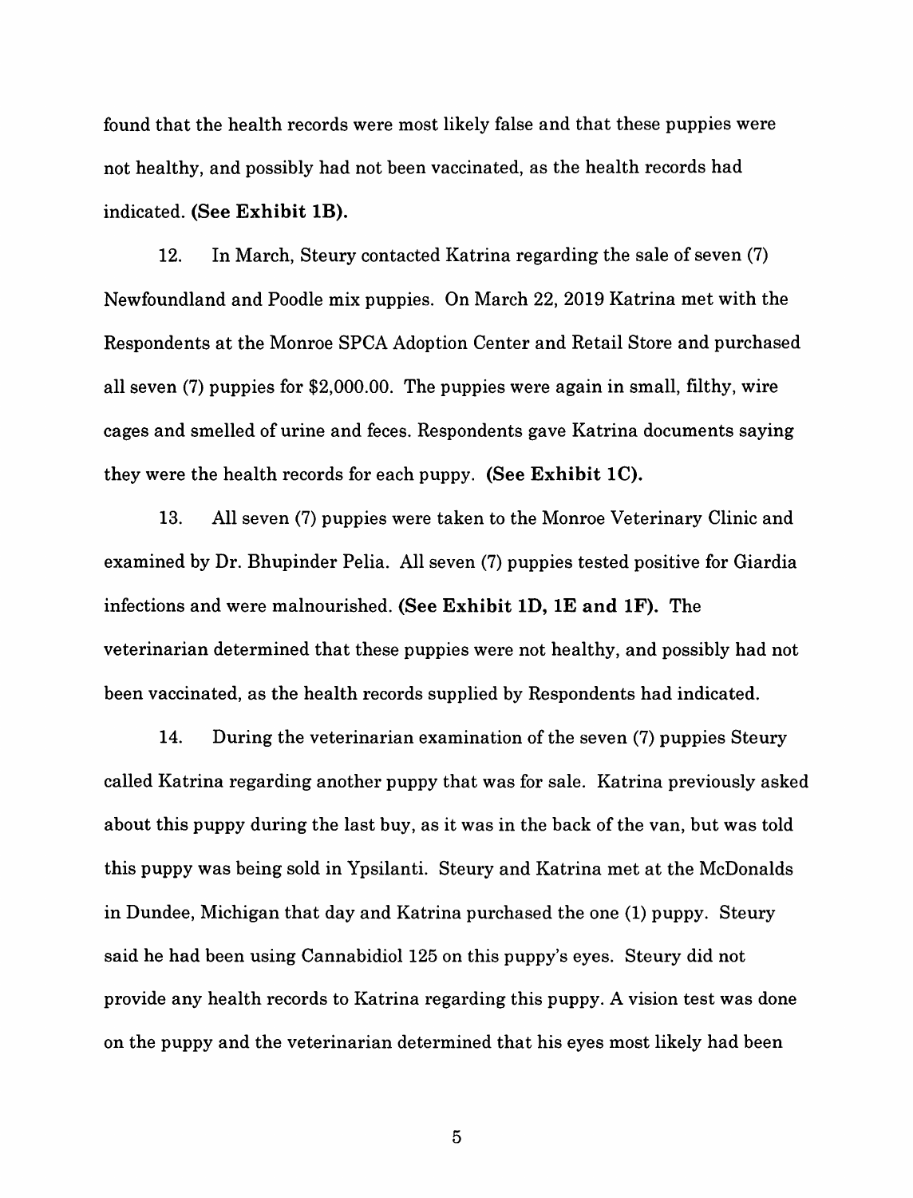found that the health records were most likely false and that these puppies were not healthy, and possibly had not been vaccinated, as the health records had indicated. **(See Exhibit 1B).**

12. In March, Steury contacted Katrina regarding the sale of seven (7) Newfoundland and Poodle mix puppies. On March 22, 2019 Katrina met with the Respondents at the Monroe SPCA Adoption Center and Retail Store and purchased all seven (7) puppies for $2,000.00. The puppies were again in small, filthy, wire cages and smelled of urine and feces. Respondents gave Katrina documents saying they were the health records for each puppy. **(See Exhibit 1C).**

13. All seven (7) puppies were taken to the Monroe Veterinary Clinic and examined by Dr. Bhupinder Pelia. All seven (7) puppies tested positive for Giardia infections and were malnourished. **(See Exhibit 1D, 1E and 1F).** The veterinarian determined that these puppies were not healthy, and possibly had not been vaccinated, as the health records supplied by Respondents had indicated.

14. During the veterinarian examination of the seven (7) puppies Steury called Katrina regarding another puppy that was for sale. Katrina previously asked about this puppy during the last buy, as it was in the back of the van, but was told this puppy was being sold in Ypsilanti. Steury and Katrina met at the McDonalds in Dundee, Michigan that day and Katrina purchased the one (1) puppy. Steury said he had been using Cannabidiol 125 on this puppy's eyes. Steury did not provide any health records to Katrina regarding this puppy. A vision test was done on the puppy and the veterinarian determined that his eyes most likely had been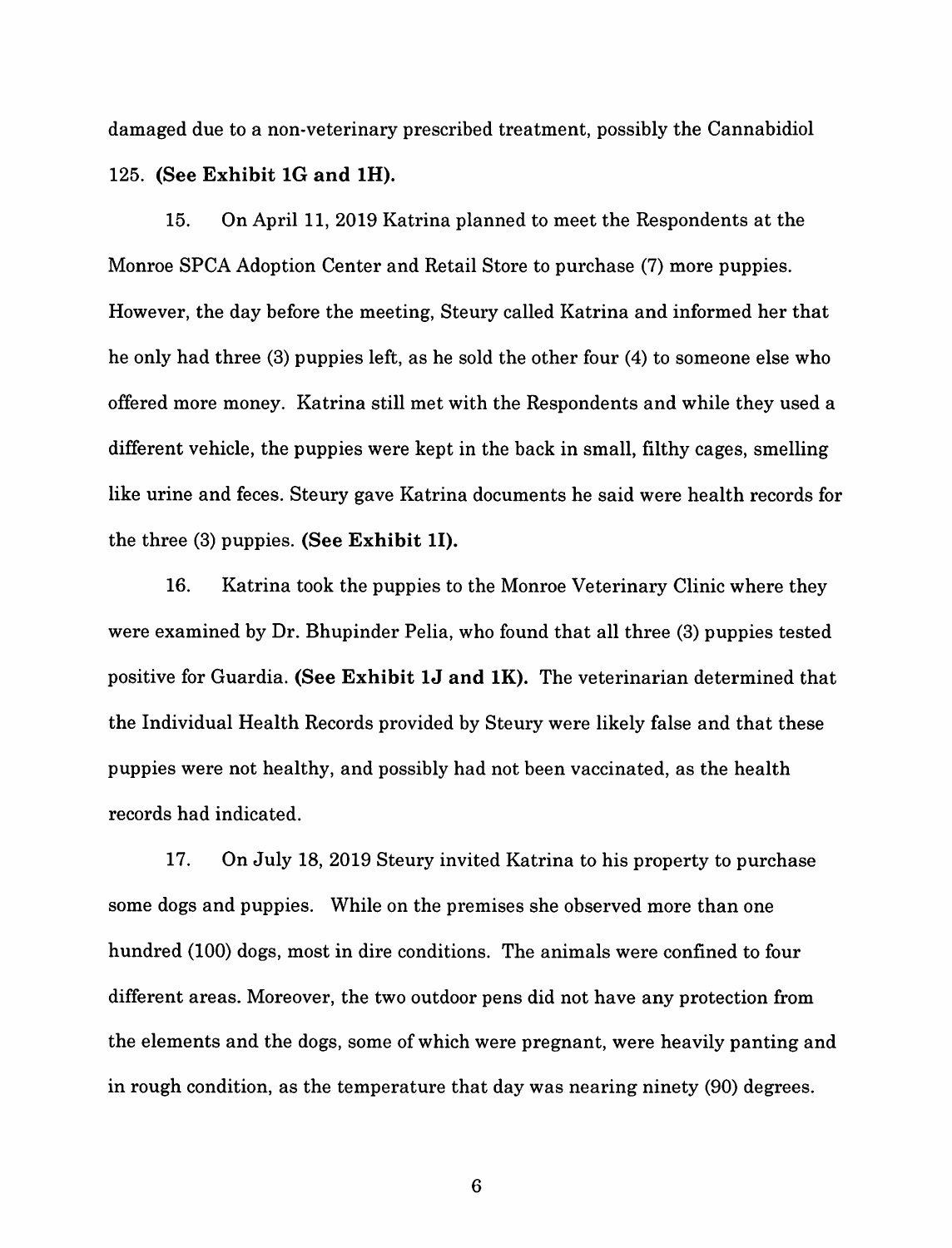damaged due to a non-veterinary prescribed treatment, possibly the Cannabidiol 125. **(See Exhibit 1G and 1H).**

15. On April 11, 2019 Katrina planned to meet the Respondents at the Monroe SPCA Adoption Center and Retail Store to purchase (7) more puppies. However, the day before the meeting, Steury called Katrina and informed her that he only had three (3) puppies left, as he sold the other four (4) to someone else who offered more money. Katrina still met with the Respondents and while they used a different vehicle, the puppies were kept in the back in small, filthy cages, smelling like urine and feces. Steury gave Katrina documents he said were health records for the three (3) puppies. **(See Exhibit 1I).**

16. Katrina took the puppies to the Monroe Veterinary Clinic where they were examined by Dr. Bhupinder Pelia, who found that all three (3) puppies tested positive for Guardia. **(See Exhibit 1J and 1K).** The veterinarian determined that the Individual Health Records provided by Steury were likely false and that these puppies were not healthy, and possibly had not been vaccinated, as the health records had indicated.

17. On July 18, 2019 Steury invited Katrina to his property to purchase some dogs and puppies. While on the premises she observed more than one hundred (100) dogs, most in dire conditions. The animals were confined to four different areas. Moreover, the two outdoor pens did not have any protection from the elements and the dogs, some of which were pregnant, were heavily panting and in rough condition, as the temperature that day was nearing ninety (90) degrees.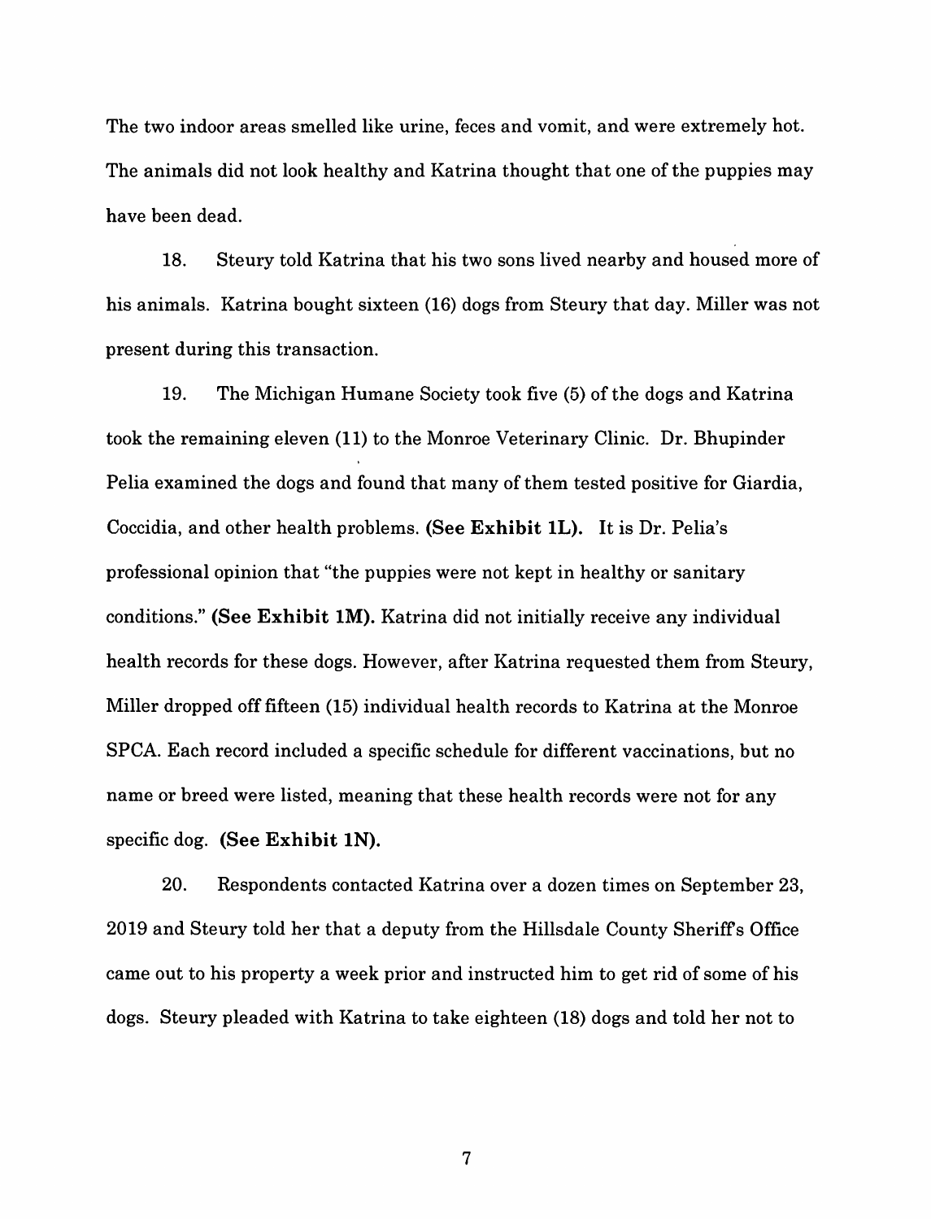The two indoor areas smelled like urine, feces and vomit, and were extremely hot. The animals did not look healthy and Katrina thought that one of the puppies may have been dead.

18. Steury told Katrina that his two sons lived nearby and housed more of his animals. Katrina bought sixteen (16) dogs from Steury that day. Miller was not present during this transaction.

19. The Michigan Humane Society took five (5) of the dogs and Katrina took the remaining eleven (11) to the Monroe Veterinary Clinic. Dr. Bhupinder Pelia examined the dogs and found that many of them tested positive for Giardia, Coccidia, and other health problems. **(See Exhibit 1L).** It is Dr. Pelia's professional opinion that "the puppies were not kept in healthy or sanitary conditions." **(See Exhibit 1M).** Katrina did not initially receive any individual health records for these dogs. However, after Katrina requested them from Steury, Miller dropped off fifteen (15) individual health records to Katrina at the Monroe SPCA. Each record included a specific schedule for different vaccinations, but no name or breed were listed, meaning that these health records were not for any specific dog. **(See Exhibit 1N).**

20. Respondents contacted Katrina over a dozen times on September 23, 2019 and Steury told her that a deputy from the Hillsdale County Sheriff's Office came out to his property a week prior and instructed him to get rid of some of his dogs. Steury pleaded with Katrina to take eighteen (18) dogs and told her not to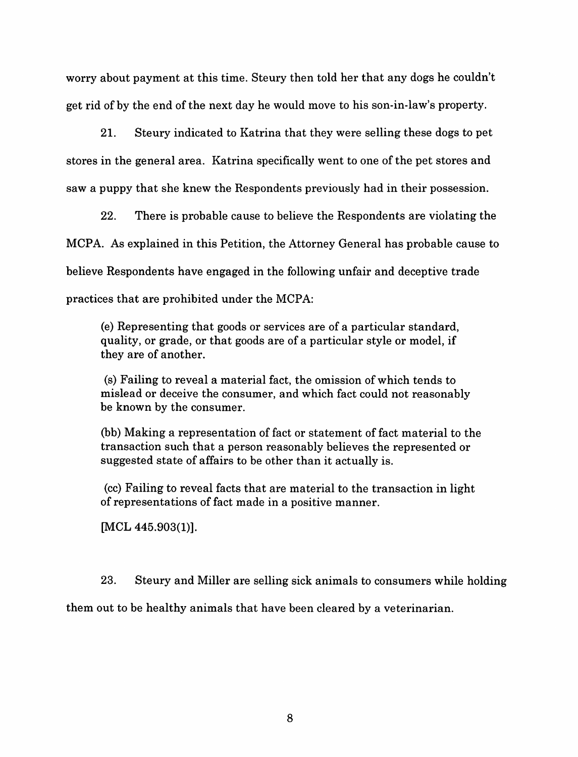worry about payment at this time. Steury then told her that any dogs he couldn't get rid of by the end of the next day he would move to his son-in-law's property.

21. Steury indicated to Katrina that they were selling these dogs to pet stores in the general area. Katrina specifically went to one of the pet stores and saw a puppy that she knew the Respondents previously had in their possession.

22. There is probable cause to believe the Respondents are violating the MCPA. As explained in this Petition, the Attorney General has probable cause to believe Respondents have engaged in the following unfair and deceptive trade practices that are prohibited under the MCPA:

> (e) Representing that goods or services are of a particular standard, quality, or grade, or that goods are of a particular style or model, if they are of another.
>
> (s) Failing to reveal a material fact, the omission of which tends to mislead or deceive the consumer, and which fact could not reasonably be known by the consumer.
>
> (bb) Making a representation of fact or statement of fact material to the transaction such that a person reasonably believes the represented or suggested state of affairs to be other than it actually is.
>
> (cc) Failing to reveal facts that are material to the transaction in light of representations of fact made in a positive manner.
>
> [MCL 445.903(1)].

23. Steury and Miller are selling sick animals to consumers while holding them out to be healthy animals that have been cleared by a veterinarian.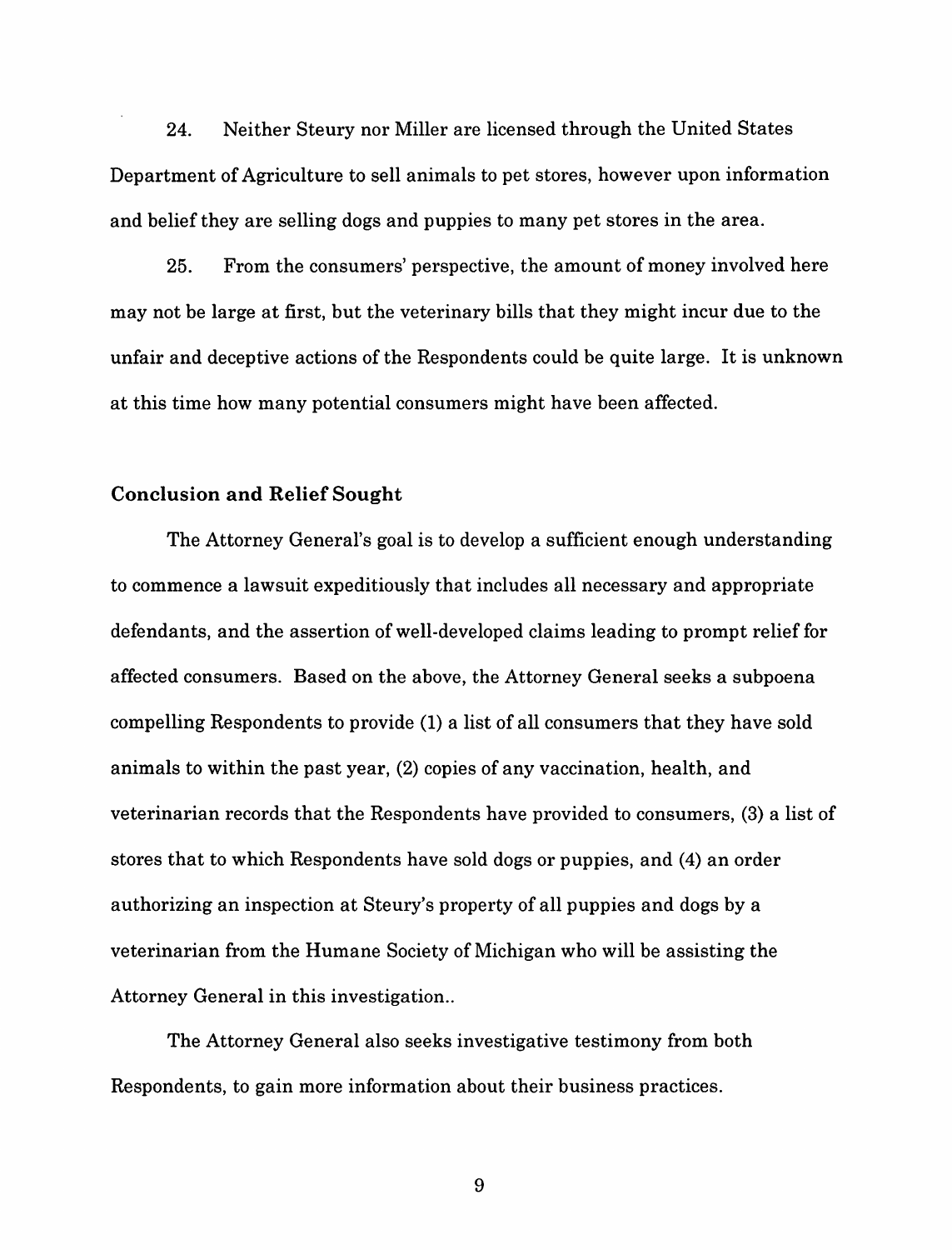24. Neither Steury nor Miller are licensed through the United States Department of Agriculture to sell animals to pet stores, however upon information and belief they are selling dogs and puppies to many pet stores in the area.

25. From the consumers' perspective, the amount of money involved here may not be large at first, but the veterinary bills that they might incur due to the unfair and deceptive actions of the Respondents could be quite large. It is unknown at this time how many potential consumers might have been affected.

### Conclusion and Relief Sought

The Attorney General's goal is to develop a sufficient enough understanding to commence a lawsuit expeditiously that includes all necessary and appropriate defendants, and the assertion of well-developed claims leading to prompt relief for affected consumers. Based on the above, the Attorney General seeks a subpoena compelling Respondents to provide (1) a list of all consumers that they have sold animals to within the past year, (2) copies of any vaccination, health, and veterinarian records that the Respondents have provided to consumers, (3) a list of stores that to which Respondents have sold dogs or puppies, and (4) an order authorizing an inspection at Steury's property of all puppies and dogs by a veterinarian from the Humane Society of Michigan who will be assisting the Attorney General in this investigation..

The Attorney General also seeks investigative testimony from both Respondents, to gain more information about their business practices.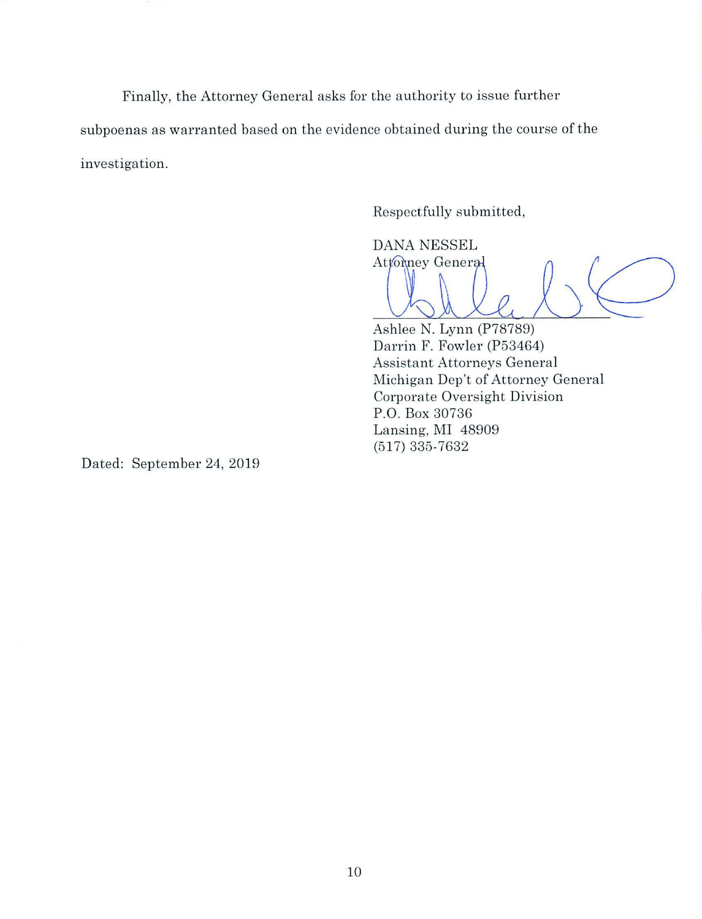Finally, the Attorney General asks for the authority to issue further subpoenas as warranted based on the evidence obtained during the course of the investigation.

Respectfully submitted,

DANA NESSEL
Attorney General

Ashlee N. Lynn (P78789)
Darrin F. Fowler (P53464)
Assistant Attorneys General
Michigan Dep't of Attorney General
Corporate Oversight Division
P.O. Box 30736
Lansing, MI 48909
(517) 335-7632

Dated: September 24, 2019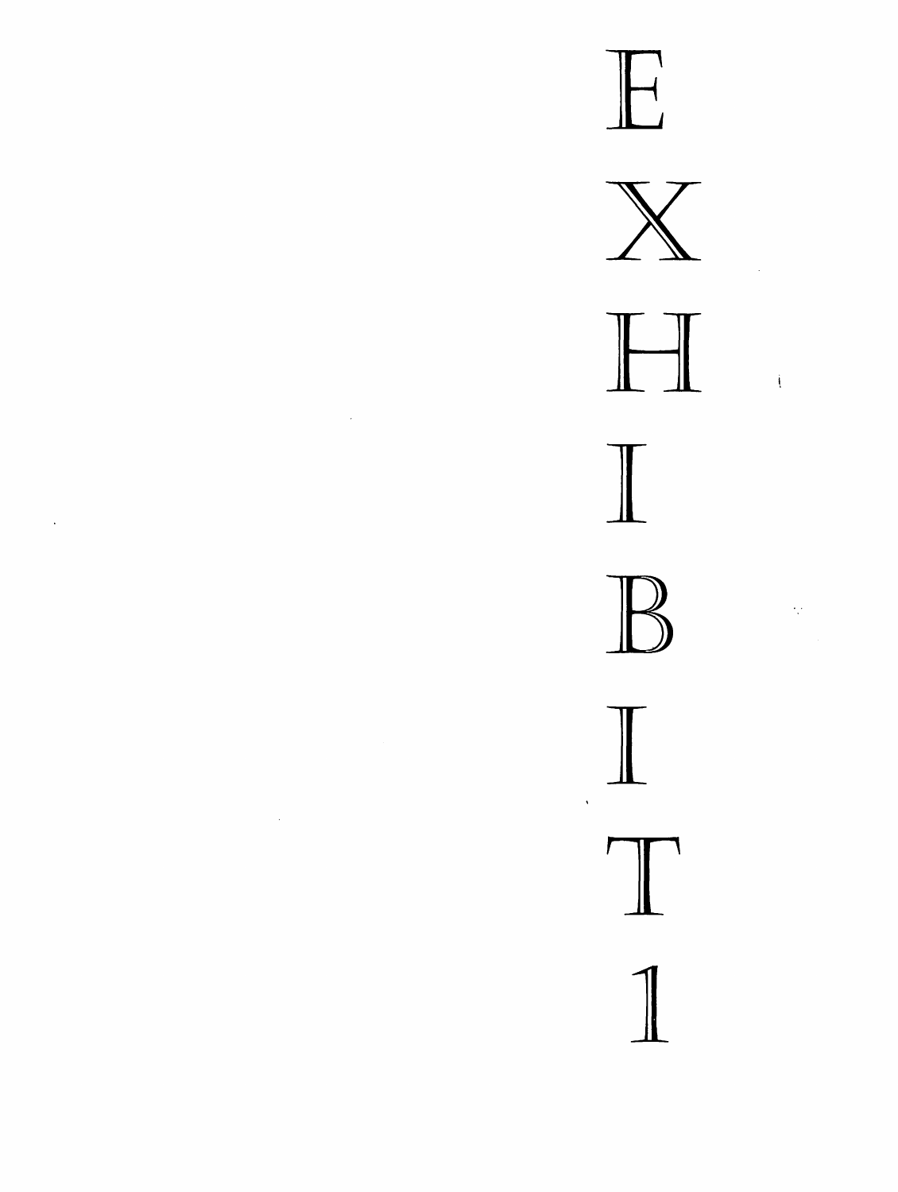# EXHIBIT 1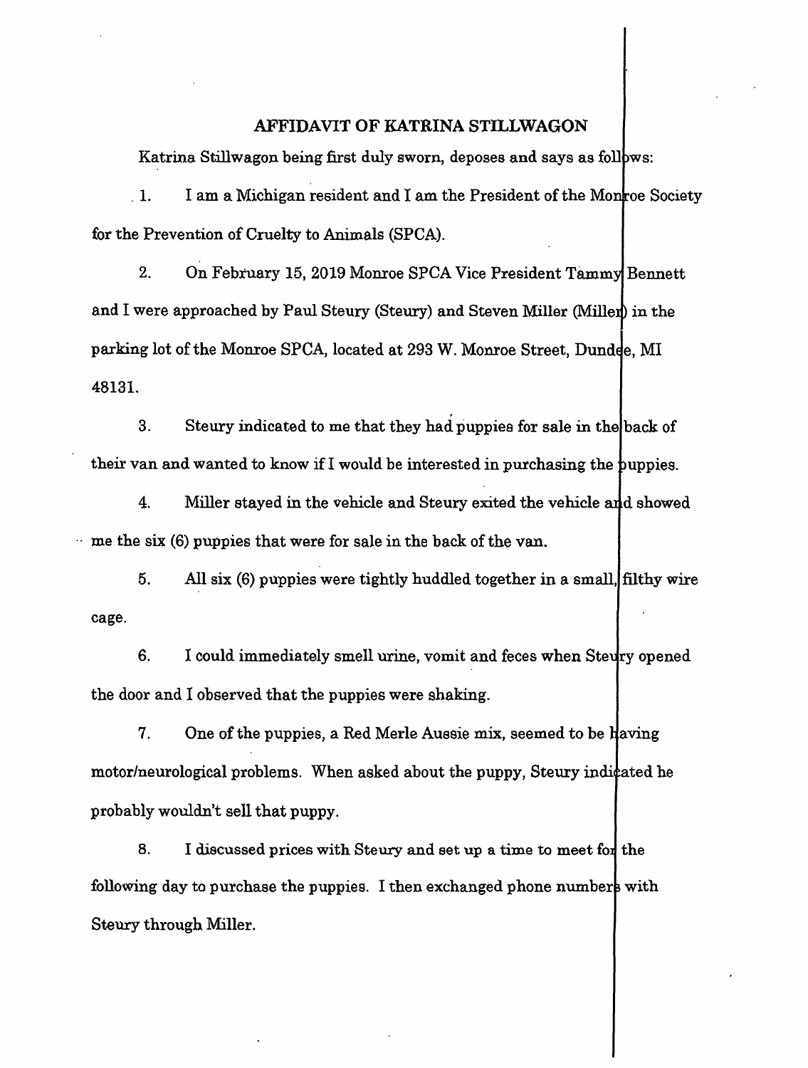# AFFIDAVIT OF KATRINA STILLWAGON

Katrina Stillwagon being first duly sworn, deposes and says as follows:

1. I am a Michigan resident and I am the President of the Monroe Society for the Prevention of Cruelty to Animals (SPCA).

2. On February 15, 2019 Monroe SPCA Vice President Tammy Bennett and I were approached by Paul Steury (Steury) and Steven Miller (Miller) in the parking lot of the Monroe SPCA, located at 293 W. Monroe Street, Dundee, MI 48131.

3. Steury indicated to me that they had puppies for sale in the back of their van and wanted to know if I would be interested in purchasing the puppies.

4. Miller stayed in the vehicle and Steury exited the vehicle and showed me the six (6) puppies that were for sale in the back of the van.

5. All six (6) puppies were tightly huddled together in a small, filthy wire cage.

6. I could immediately smell urine, vomit and feces when Steury opened the door and I observed that the puppies were shaking.

7. One of the puppies, a Red Merle Aussie mix, seemed to be having motor/neurological problems. When asked about the puppy, Steury indicated he probably wouldn't sell that puppy.

8. I discussed prices with Steury and set up a time to meet for the following day to purchase the puppies. I then exchanged phone numbers with Steury through Miller.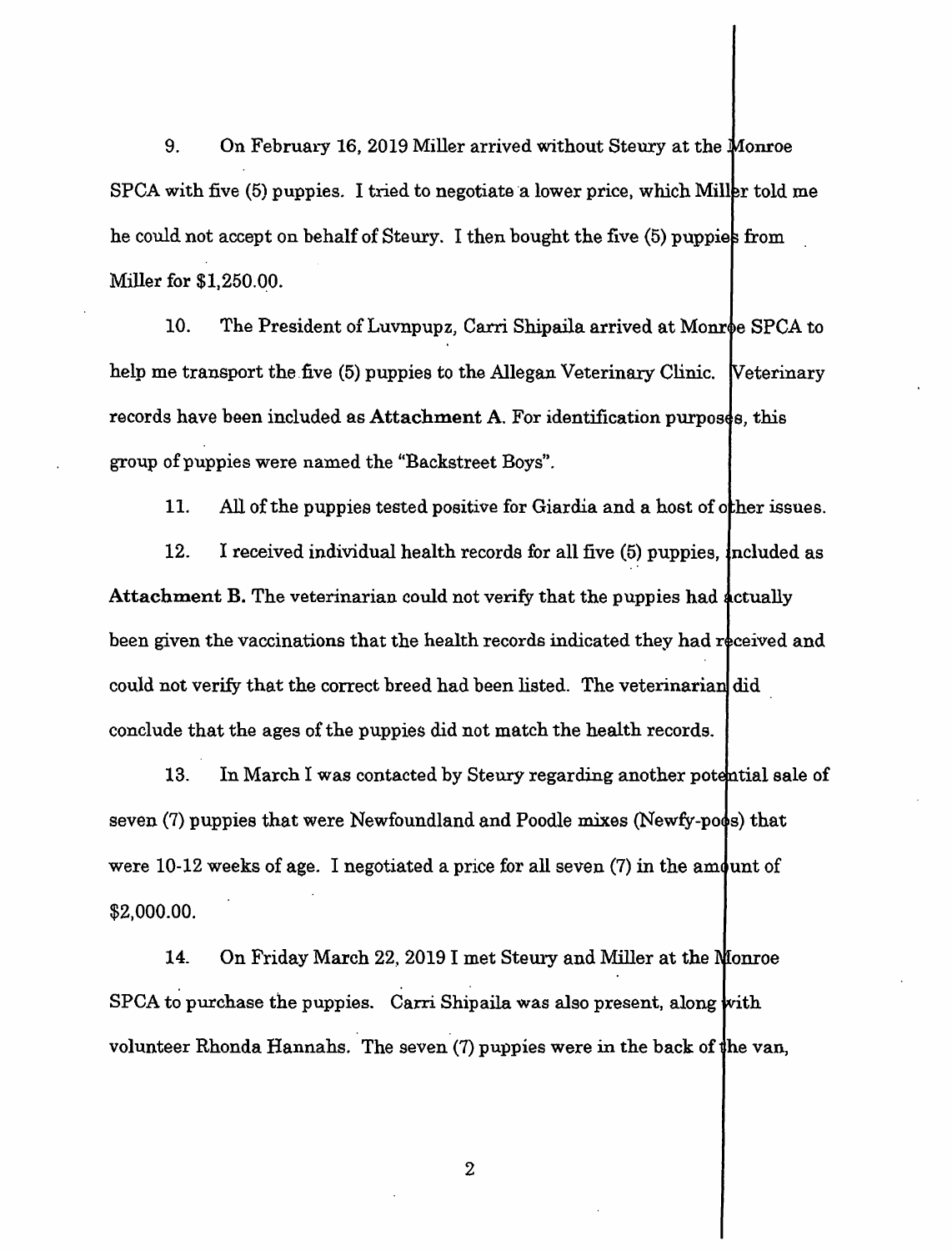9. On February 16, 2019 Miller arrived without Steury at the Monroe SPCA with five (5) puppies. I tried to negotiate a lower price, which Miller told me he could not accept on behalf of Steury. I then bought the five (5) puppies from Miller for $1,250.00.

10. The President of Luvnpupz, Carri Shipaila arrived at Monroe SPCA to help me transport the five (5) puppies to the Allegan Veterinary Clinic. Veterinary records have been included as **Attachment A**. For identification purposes, this group of puppies were named the "Backstreet Boys".

11. All of the puppies tested positive for Giardia and a host of other issues.

12. I received individual health records for all five (5) puppies, included as **Attachment B.** The veterinarian could not verify that the puppies had actually been given the vaccinations that the health records indicated they had received and could not verify that the correct breed had been listed. The veterinarian did conclude that the ages of the puppies did not match the health records.

13. In March I was contacted by Steury regarding another potential sale of seven (7) puppies that were Newfoundland and Poodle mixes (Newfy-poos) that were 10-12 weeks of age. I negotiated a price for all seven (7) in the amount of $2,000.00.

14. On Friday March 22, 2019 I met Steury and Miller at the Monroe SPCA to purchase the puppies. Carri Shipaila was also present, along with volunteer Rhonda Hannahs. The seven (7) puppies were in the back of the van,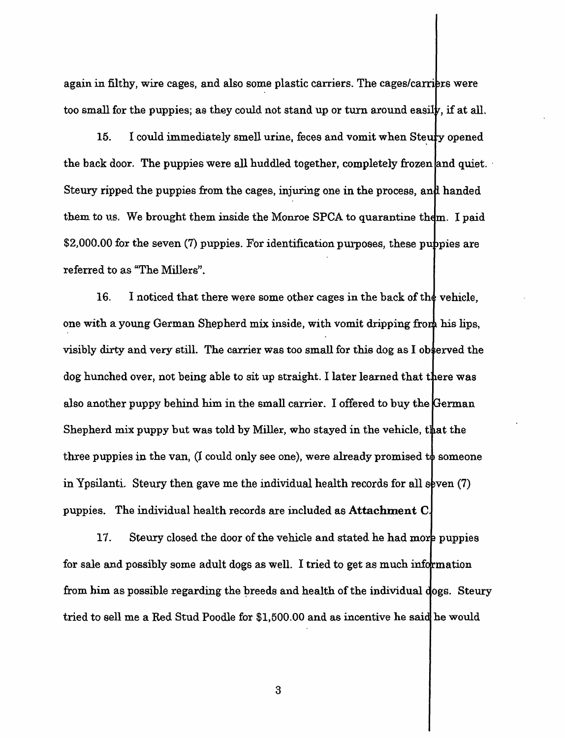again in filthy, wire cages, and also some plastic carriers. The cages/carriers were too small for the puppies; as they could not stand up or turn around easily, if at all.

15. I could immediately smell urine, feces and vomit when Steury opened the back door. The puppies were all huddled together, completely frozen and quiet. Steury ripped the puppies from the cages, injuring one in the process, and handed them to us. We brought them inside the Monroe SPCA to quarantine them. I paid $2,000.00 for the seven (7) puppies. For identification purposes, these puppies are referred to as "The Millers".

16. I noticed that there were some other cages in the back of the vehicle, one with a young German Shepherd mix inside, with vomit dripping from his lips, visibly dirty and very still. The carrier was too small for this dog as I observed the dog hunched over, not being able to sit up straight. I later learned that there was also another puppy behind him in the small carrier. I offered to buy the German Shepherd mix puppy but was told by Miller, who stayed in the vehicle, that the three puppies in the van, (I could only see one), were already promised to someone in Ypsilanti. Steury then gave me the individual health records for all seven (7) puppies. The individual health records are included as **Attachment C**.

17. Steury closed the door of the vehicle and stated he had more puppies for sale and possibly some adult dogs as well. I tried to get as much information from him as possible regarding the breeds and health of the individual dogs. Steury tried to sell me a Red Stud Poodle for $1,500.00 and as incentive he said he would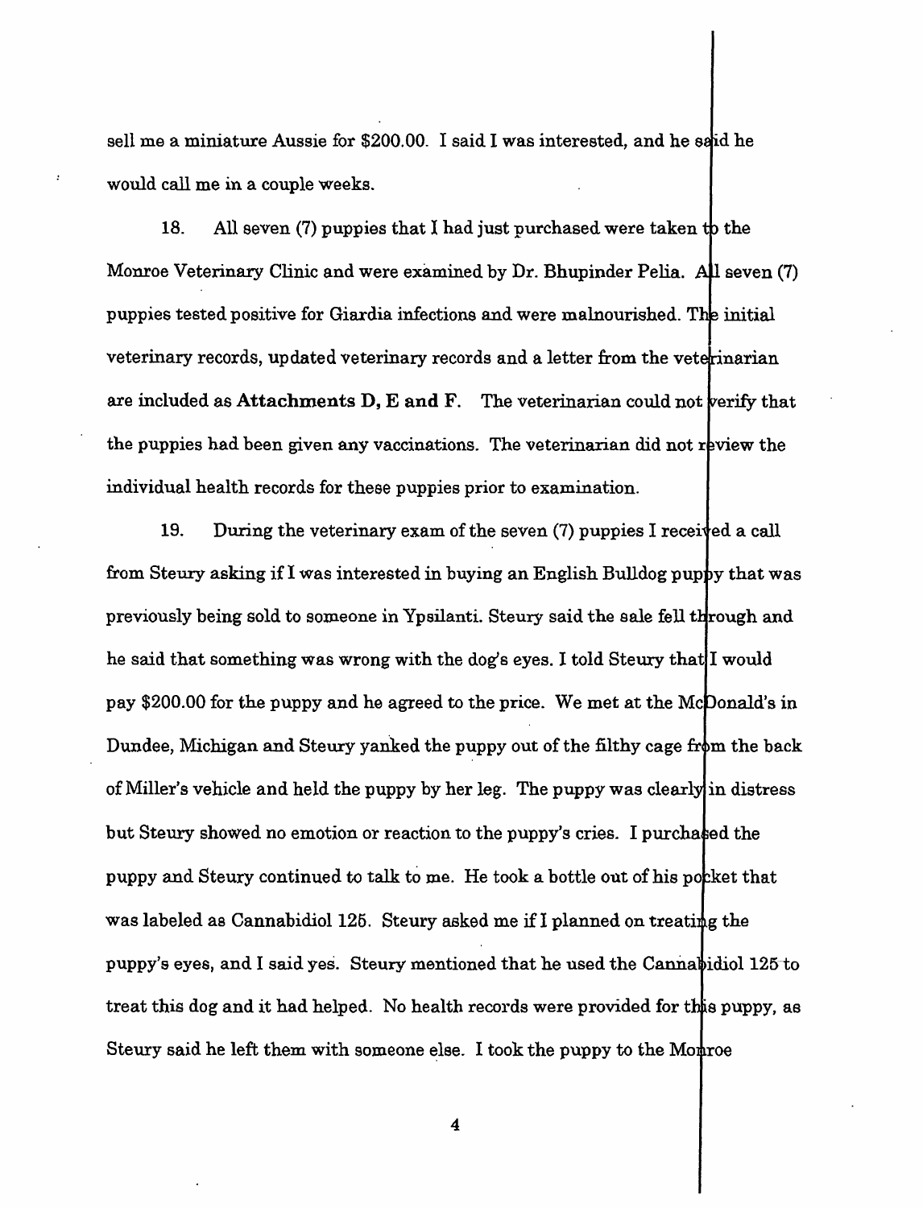sell me a miniature Aussie for $200.00. I said I was interested, and he said he would call me in a couple weeks.

18. All seven (7) puppies that I had just purchased were taken to the Monroe Veterinary Clinic and were examined by Dr. Bhupinder Pelia. All seven (7) puppies tested positive for Giardia infections and were malnourished. The initial veterinary records, updated veterinary records and a letter from the veterinarian are included as **Attachments D, E and F.** The veterinarian could not verify that the puppies had been given any vaccinations. The veterinarian did not review the individual health records for these puppies prior to examination.

19. During the veterinary exam of the seven (7) puppies I received a call from Steury asking if I was interested in buying an English Bulldog puppy that was previously being sold to someone in Ypsilanti. Steury said the sale fell through and he said that something was wrong with the dog's eyes. I told Steury that I would pay $200.00 for the puppy and he agreed to the price. We met at the McDonald's in Dundee, Michigan and Steury yanked the puppy out of the filthy cage from the back of Miller's vehicle and held the puppy by her leg. The puppy was clearly in distress but Steury showed no emotion or reaction to the puppy's cries. I purchased the puppy and Steury continued to talk to me. He took a bottle out of his pocket that was labeled as Cannabidiol 125. Steury asked me if I planned on treating the puppy's eyes, and I said yes. Steury mentioned that he used the Cannabidiol 125 to treat this dog and it had helped. No health records were provided for this puppy, as Steury said he left them with someone else. I took the puppy to the Monroe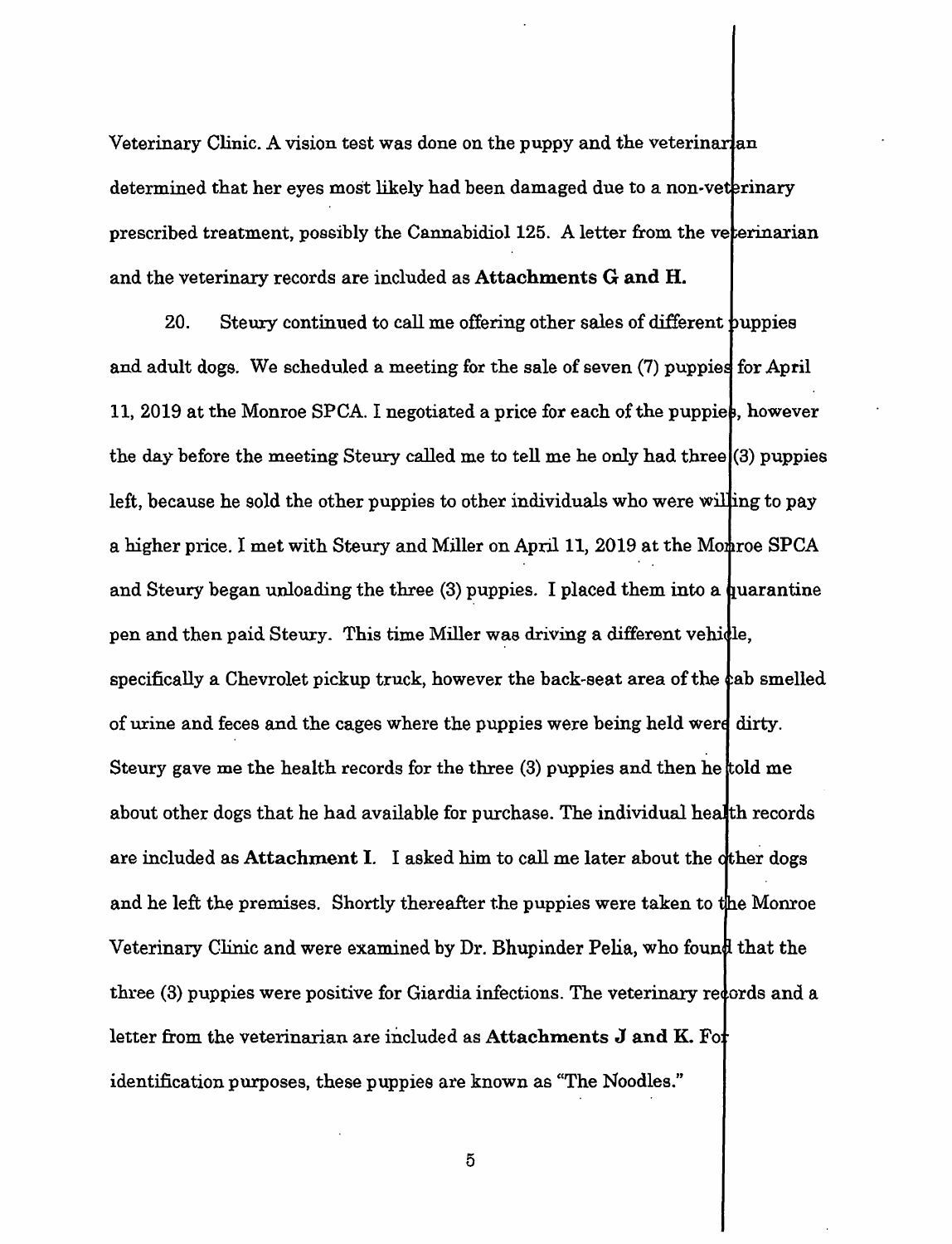Veterinary Clinic. A vision test was done on the puppy and the veterinarian determined that her eyes most likely had been damaged due to a non-veterinary prescribed treatment, possibly the Cannabidiol 125. A letter from the veterinarian and the veterinary records are included as **Attachments G and H.**

20. Steury continued to call me offering other sales of different puppies and adult dogs. We scheduled a meeting for the sale of seven (7) puppies for April 11, 2019 at the Monroe SPCA. I negotiated a price for each of the puppies, however the day before the meeting Steury called me to tell me he only had three (3) puppies left, because he sold the other puppies to other individuals who were willing to pay a higher price. I met with Steury and Miller on April 11, 2019 at the Monroe SPCA and Steury began unloading the three (3) puppies. I placed them into a quarantine pen and then paid Steury. This time Miller was driving a different vehicle, specifically a Chevrolet pickup truck, however the back-seat area of the cab smelled of urine and feces and the cages where the puppies were being held were dirty. Steury gave me the health records for the three (3) puppies and then he told me about other dogs that he had available for purchase. The individual health records are included as **Attachment I.** I asked him to call me later about the other dogs and he left the premises. Shortly thereafter the puppies were taken to the Monroe Veterinary Clinic and were examined by Dr. Bhupinder Pelia, who found that the three (3) puppies were positive for Giardia infections. The veterinary records and a letter from the veterinarian are included as **Attachments J and K.** For identification purposes, these puppies are known as "The Noodles."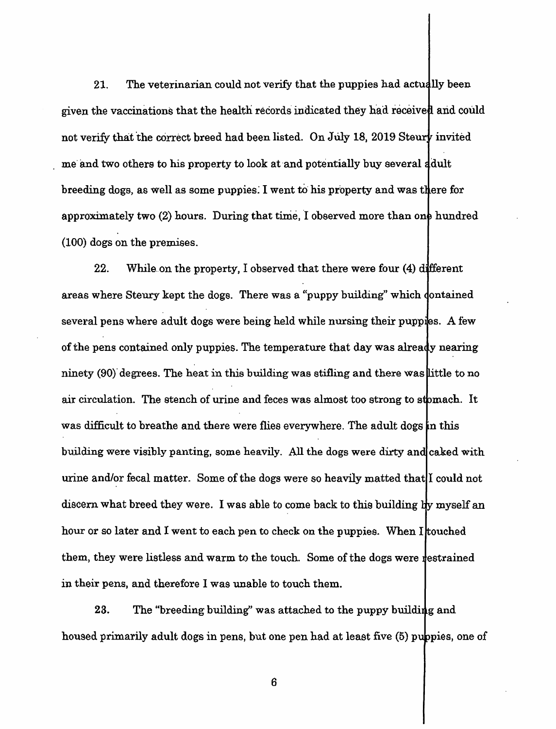21. The veterinarian could not verify that the puppies had actually been given the vaccinations that the health records indicated they had received and could not verify that the correct breed had been listed. On July 18, 2019 Steury invited me and two others to his property to look at and potentially buy several adult breeding dogs, as well as some puppies. I went to his property and was there for approximately two (2) hours. During that time, I observed more than one hundred (100) dogs on the premises.

22. While on the property, I observed that there were four (4) different areas where Steury kept the dogs. There was a "puppy building" which contained several pens where adult dogs were being held while nursing their puppies. A few of the pens contained only puppies. The temperature that day was already nearing ninety (90) degrees. The heat in this building was stifling and there was little to no air circulation. The stench of urine and feces was almost too strong to stomach. It was difficult to breathe and there were flies everywhere. The adult dogs in this building were visibly panting, some heavily. All the dogs were dirty and caked with urine and/or fecal matter. Some of the dogs were so heavily matted that I could not discern what breed they were. I was able to come back to this building by myself an hour or so later and I went to each pen to check on the puppies. When I touched them, they were listless and warm to the touch. Some of the dogs were restrained in their pens, and therefore I was unable to touch them.

23. The "breeding building" was attached to the puppy building and housed primarily adult dogs in pens, but one pen had at least five (5) puppies, one of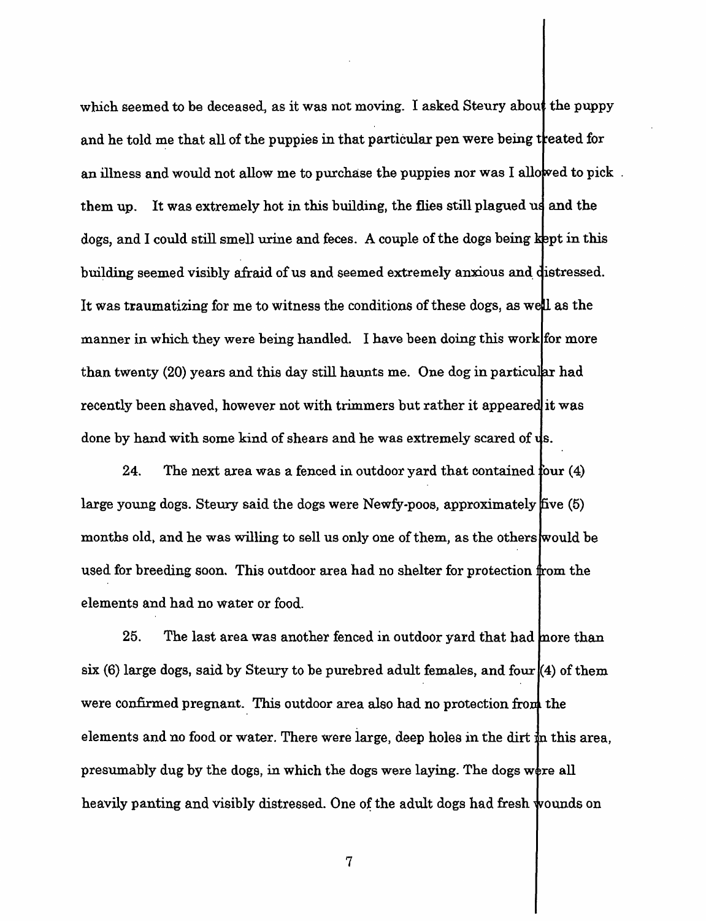which seemed to be deceased, as it was not moving. I asked Steury about the puppy and he told me that all of the puppies in that particular pen were being treated for an illness and would not allow me to purchase the puppies nor was I allowed to pick them up. It was extremely hot in this building, the flies still plagued us and the dogs, and I could still smell urine and feces. A couple of the dogs being kept in this building seemed visibly afraid of us and seemed extremely anxious and distressed. It was traumatizing for me to witness the conditions of these dogs, as well as the manner in which they were being handled. I have been doing this work for more than twenty (20) years and this day still haunts me. One dog in particular had recently been shaved, however not with trimmers but rather it appeared it was done by hand with some kind of shears and he was extremely scared of us.

24. The next area was a fenced in outdoor yard that contained four (4) large young dogs. Steury said the dogs were Newfy-poos, approximately five (5) months old, and he was willing to sell us only one of them, as the others would be used for breeding soon. This outdoor area had no shelter for protection from the elements and had no water or food.

25. The last area was another fenced in outdoor yard that had more than six (6) large dogs, said by Steury to be purebred adult females, and four (4) of them were confirmed pregnant. This outdoor area also had no protection from the elements and no food or water. There were large, deep holes in the dirt in this area, presumably dug by the dogs, in which the dogs were laying. The dogs were all heavily panting and visibly distressed. One of the adult dogs had fresh wounds on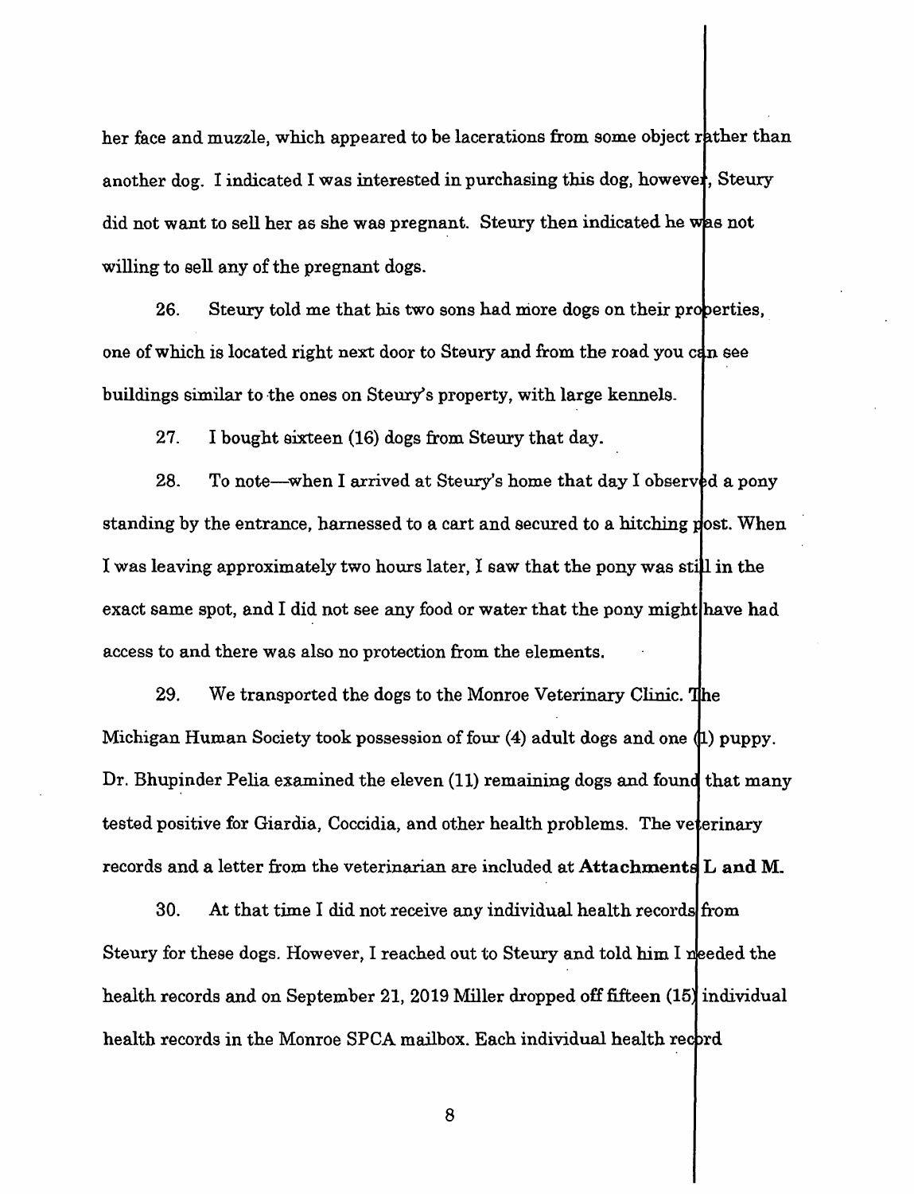her face and muzzle, which appeared to be lacerations from some object rather than another dog. I indicated I was interested in purchasing this dog, however, Steury did not want to sell her as she was pregnant. Steury then indicated he was not willing to sell any of the pregnant dogs.

26. Steury told me that his two sons had more dogs on their properties, one of which is located right next door to Steury and from the road you can see buildings similar to the ones on Steury's property, with large kennels.

27. I bought sixteen (16) dogs from Steury that day.

28. To note—when I arrived at Steury's home that day I observed a pony standing by the entrance, harnessed to a cart and secured to a hitching post. When I was leaving approximately two hours later, I saw that the pony was still in the exact same spot, and I did not see any food or water that the pony might have had access to and there was also no protection from the elements.

29. We transported the dogs to the Monroe Veterinary Clinic. The Michigan Human Society took possession of four (4) adult dogs and one (1) puppy. Dr. Bhupinder Pelia examined the eleven (11) remaining dogs and found that many tested positive for Giardia, Coccidia, and other health problems. The veterinary records and a letter from the veterinarian are included at **Attachments L and M.**

30. At that time I did not receive any individual health records from Steury for these dogs. However, I reached out to Steury and told him I needed the health records and on September 21, 2019 Miller dropped off fifteen (15) individual health records in the Monroe SPCA mailbox. Each individual health record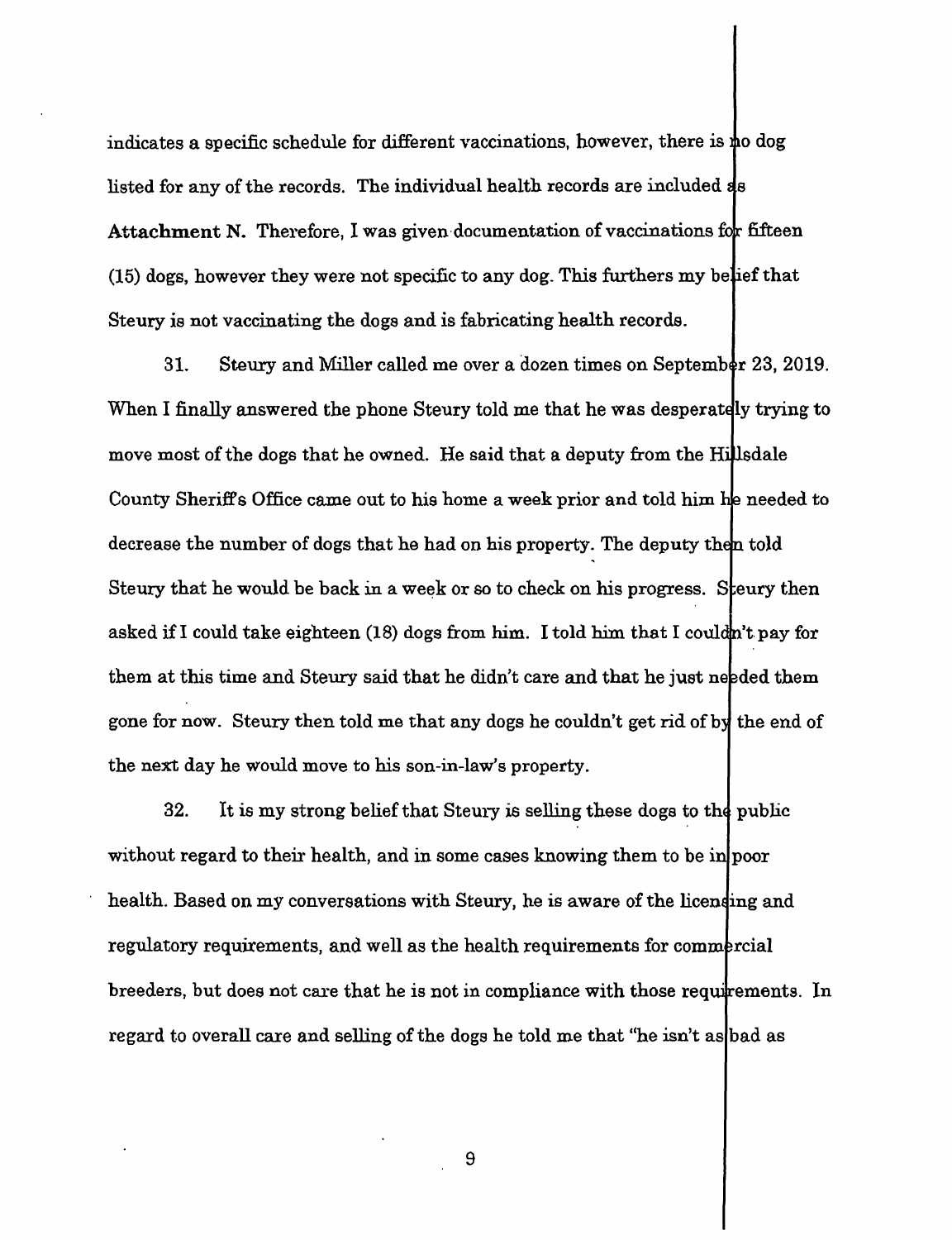indicates a specific schedule for different vaccinations, however, there is no dog listed for any of the records. The individual health records are included as **Attachment N.** Therefore, I was given documentation of vaccinations for fifteen (15) dogs, however they were not specific to any dog. This furthers my belief that Steury is not vaccinating the dogs and is fabricating health records.

31. Steury and Miller called me over a dozen times on September 23, 2019. When I finally answered the phone Steury told me that he was desperately trying to move most of the dogs that he owned. He said that a deputy from the Hillsdale County Sheriff's Office came out to his home a week prior and told him he needed to decrease the number of dogs that he had on his property. The deputy then told Steury that he would be back in a week or so to check on his progress. Steury then asked if I could take eighteen (18) dogs from him. I told him that I couldn't pay for them at this time and Steury said that he didn't care and that he just needed them gone for now. Steury then told me that any dogs he couldn't get rid of by the end of the next day he would move to his son-in-law's property.

32. It is my strong belief that Steury is selling these dogs to the public without regard to their health, and in some cases knowing them to be in poor health. Based on my conversations with Steury, he is aware of the licensing and regulatory requirements, and well as the health requirements for commercial breeders, but does not care that he is not in compliance with those requirements. In regard to overall care and selling of the dogs he told me that "he isn't as bad as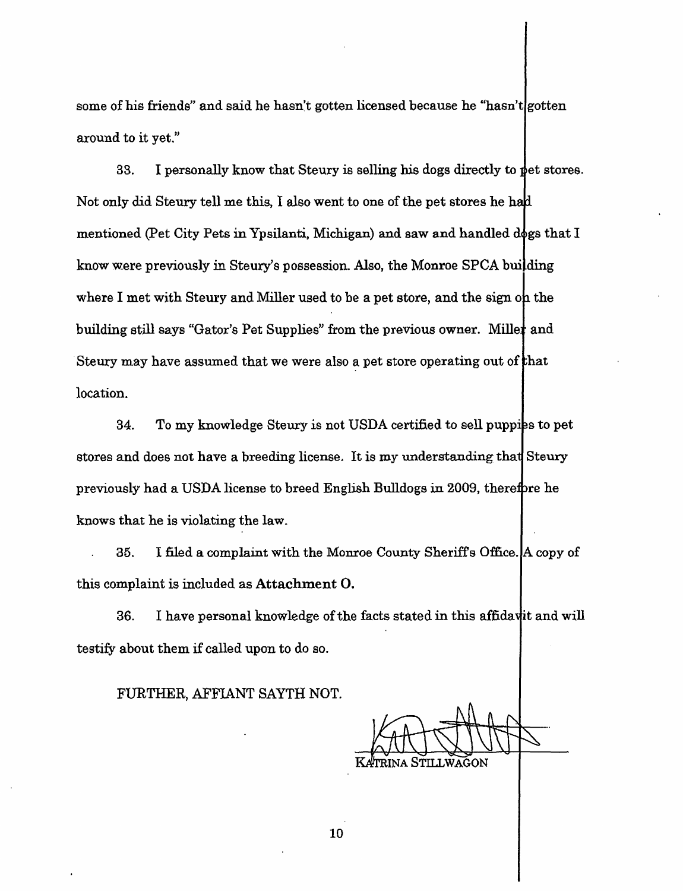some of his friends" and said he hasn't gotten licensed because he "hasn't gotten around to it yet."

33. I personally know that Steury is selling his dogs directly to pet stores. Not only did Steury tell me this, I also went to one of the pet stores he had mentioned (Pet City Pets in Ypsilanti, Michigan) and saw and handled dogs that I know were previously in Steury's possession. Also, the Monroe SPCA building where I met with Steury and Miller used to be a pet store, and the sign on the building still says "Gator's Pet Supplies" from the previous owner. Miller and Steury may have assumed that we were also a pet store operating out of that location.

34. To my knowledge Steury is not USDA certified to sell puppies to pet stores and does not have a breeding license. It is my understanding that Steury previously had a USDA license to breed English Bulldogs in 2009, therefore he knows that he is violating the law.

35. I filed a complaint with the Monroe County Sheriff's Office. A copy of this complaint is included as **Attachment O.**

36. I have personal knowledge of the facts stated in this affidavit and will testify about them if called upon to do so.

FURTHER, AFFIANT SAYTH NOT.

KATRINA STILLWAGON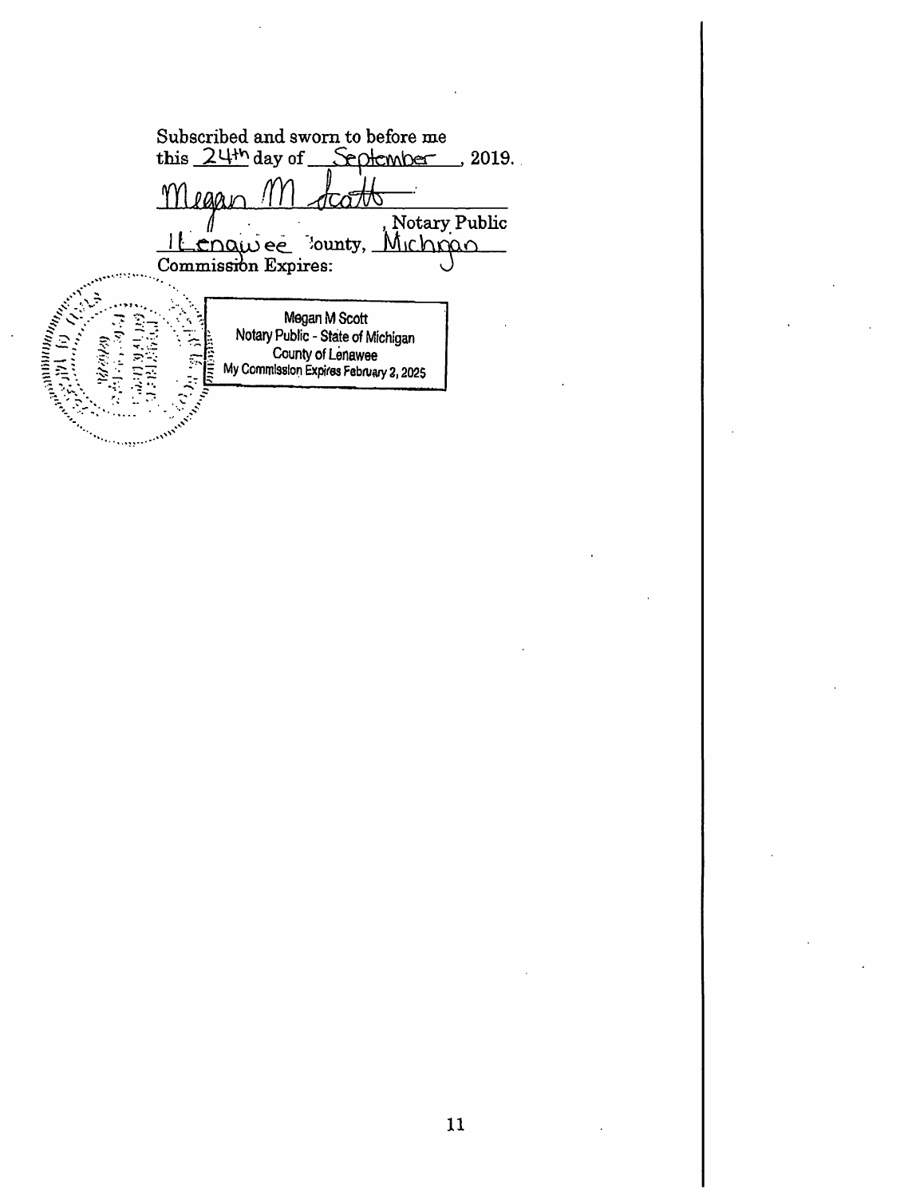Subscribed and sworn to before me
this 24th day of September, 2019.

Megan M Scott

, Notary Public

Lenawee County, Michigan

Commission Expires:

Megan M Scott
Notary Public - State of Michigan
County of Lenawee
My Commission Expires February 2, 2025